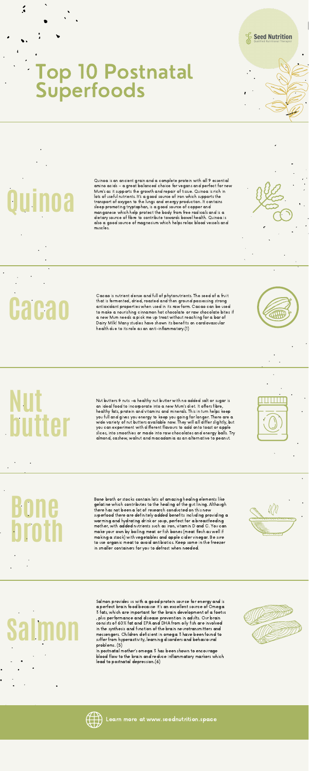# Top 10 Postnatal Superfoods

## Quinoa

Quinoa is an ancient grain and a complete protein with all 9 essential amino acids – a great balanced choice for vegans and perfect for new Mum's as it supports the growth and repair of tissue. Quinoa is rich in lots of useful nutrients. It's a good source of iron which supports the transport of oxygen to the lungs and energy production. It contains sleep promoting tryptophan, is a good source of copper and manganese which help protect the body from free radicals and is a dietary source of fibre to contribute towards bowel health. Quinoa is also a good source of magnesium which helps relax blood vessels and muscles.

## Cacao

Cacao is nutrient dense and full of phytonutrients. The seed of a fruit that is fermented, dried, roasted and then ground possessing strong antioxidant properties when used in its raw form. Cacao can be used to make a nourishing cinnamon hot chocolate or raw chocolate bites if a new Mum needs a pick me up treat without reaching for a bar of Dairy Milk! Many studies have shown its benefits on cardiovascular health due to its role as an anti-inflammatory.(1)

## Nut butter

Nut butters & nuts –a healthy nut butter with no added salt or sugar is an ideal food to incorporate into a new Mum's diet. It offers fibre, healthy fats, protein and vitamins and minerals. This in turn helps keep you full and gives you energy to keep you going for longer. There are a wide variety of nut butters available now. They will all differ slightly, but you can experiment with different flavours to add onto toast or apple slices, into smoothies or made into raw chocolates and energy balls. Try almond, cashew, walnut and macadamia as an alternative to peanut.

## Bone broth

Bone broth or stocks contain lots of amazing healing elements like gelatine which contributes to the healing of the gut lining. Although there has not been a lot of research conducted on this new superfood there are definitely added benefits including providing a warming and hydrating drink or soup, perfect for a breastfeeding mother, with added nutrients such as iron, vitamin D and C. You can make your own by boiling meat or fish bones (meat flesh as well if making a stock) with vegetables and apple cider vinegar. Be sure to use organic meat to avoid antibiotics. Keep some in the freezer in smaller containers for you to defrost when needed.

## Salmon

Salmon provides us with a good protein source for energy and is a perfect brain food because it's an excellent source of Omega 3 fats, which are important for the brain development of a foetus, plus performance and disease prevention in adults. Our brain consists of 60% fat and EPA and DHA from oily fish are involved in the synthesis and function of the brain neurotransmitters and messengers. Children deficient in omega 3 have been found to suffer from hyperactivity, learning disorders and behavioural problems. (5)

In postnatal mother's omega 3 has been shown to encourage blood flow to the brain and reduce inflammatory markers which lead to postnatal depression.(6)

Learn more at www.seednutrition.space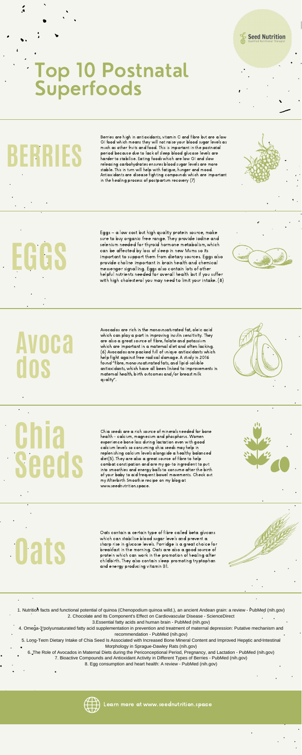# Top 10 Postnatal Superfoods

Seed Nutrition
Qualified Nutritional Therapist

## BERRIES

Berries are high in antioxidants, vitamin C and fibre but are a low GI food which means they will not raise your blood sugar levels as much as other fruits and food. This is important in the postnatal period because due to lack of sleep blood glucose levels are harder to stabilise. Eating foods which are low GI and slow releasing carbohydrates ensures blood sugar levels are more stable. This in turn will help with fatigue, hunger and mood. Antioxidants are disease fighting compounds which are important in the healing process of postpartum recovery (7)

## EGGS

Eggs – a low cost but high quality protein source, make sure to buy organic free range. They provide iodine and selenium needed for thyroid hormone metabolism, which can be affected by loss of sleep in new Mums so its important to support them from dietary sources. Eggs also provide choline important in brain health and chemical messenger signalling. Eggs also contain lots of other helpful nutrients needed for overall health but if you suffer with high cholesterol you may need to limit your intake. (8)

## Avocados

Avocados are rich in the monounsaturated fat, oleic acid which can play a part in improving insulin sensitivity. They are also a great source of fibre, folate and potassium which are important in a maternal diet and often lacking. (6) Avocados are packed full of unique antioxidants which help fight against free radical damage. A study in 2016 found "fibre, monounsaturated fats, and lipid-soluble antioxidants, which have all been linked to improvements in maternal health, birth outcomes and/or breast milk quality".

## Chia Seeds

Chia seeds are a rich source of minerals needed for bone health – calcium, magnesium and phosphorus. Women experience bone loss during lactation even with good calcium levels so consuming chia seeds may help in replenishing calcium levels alongside a healthy balanced diet(5). They are also a great source of fibre to help combat constipation and are my go-to ingredient to put into smoothies and energy balls to consume after the birth of your baby to aid frequent bowel movements. Check out my Afterbirth Smoothie recipe on my blog at www.seednutrition.space.

## Oats

Oats contain a certain type of fibre called beta glucans which can stabilise blood sugar levels and prevent a sharp rise in glucose levels. Porridge is a great choice for breakfast in the morning. Oats are also a good source of protein which can work in the promotion of healing after childbirth. They also contain sleep promoting tryptophan and energy producing vitamin B1.

1. Nutrition facts and functional potential of quinoa (Chenopodium quinoa willd.), an ancient Andean grain: a review - PubMed (nih.gov)
2. Chocolate and Its Component's Effect on Cardiovascular Disease - ScienceDirect
3. Essential fatty acids and human brain - PubMed (nih.gov)
4. Omega-3 polyunsaturated fatty acid supplementation in prevention and treatment of maternal depression: Putative mechanism and recommendation - PubMed (nih.gov)
5. Long-Term Dietary Intake of Chia Seed Is Associated with Increased Bone Mineral Content and Improved Hepatic and Intestinal Morphology in Sprague-Dawley Rats (nih.gov)
6. The Role of Avocados in Maternal Diets during the Periconceptional Period, Pregnancy, and Lactation - PubMed (nih.gov)
7. Bioactive Compounds and Antioxidant Activity in Different Types of Berries - PubMed (nih.gov)
8. Egg consumption and heart health: A review - PubMed (nih.gov)

Learn more at www.seednutrition.space